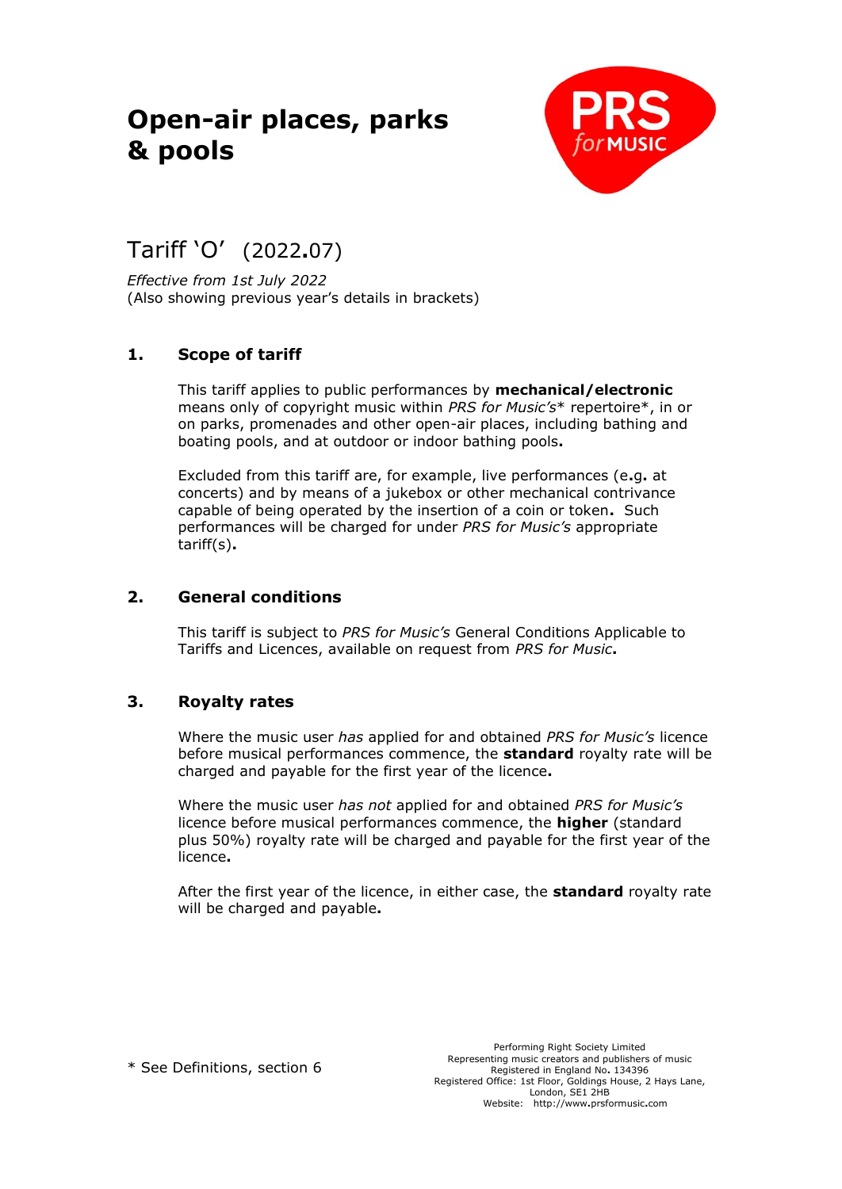# Open-air places, parks & pools

## Tariff 'O' (2022.07)

*Effective from 1st July 2022*
(Also showing previous year's details in brackets)

### 1. Scope of tariff

This tariff applies to public performances by **mechanical/electronic** means only of copyright music within *PRS for Music's** repertoire*, in or on parks, promenades and other open-air places, including bathing and boating pools, and at outdoor or indoor bathing pools.

Excluded from this tariff are, for example, live performances (e.g. at concerts) and by means of a jukebox or other mechanical contrivance capable of being operated by the insertion of a coin or token. Such performances will be charged for under *PRS for Music's* appropriate tariff(s).

### 2. General conditions

This tariff is subject to *PRS for Music's* General Conditions Applicable to Tariffs and Licences, available on request from *PRS for Music*.

### 3. Royalty rates

Where the music user *has* applied for and obtained *PRS for Music's* licence before musical performances commence, the **standard** royalty rate will be charged and payable for the first year of the licence.

Where the music user *has not* applied for and obtained *PRS for Music's* licence before musical performances commence, the **higher** (standard plus 50%) royalty rate will be charged and payable for the first year of the licence.

After the first year of the licence, in either case, the **standard** royalty rate will be charged and payable.

\* See Definitions, section 6

Performing Right Society Limited
Representing music creators and publishers of music
Registered in England No. 134396
Registered Office: 1st Floor, Goldings House, 2 Hays Lane, London, SE1 2HB
Website: http://www.prsformusic.com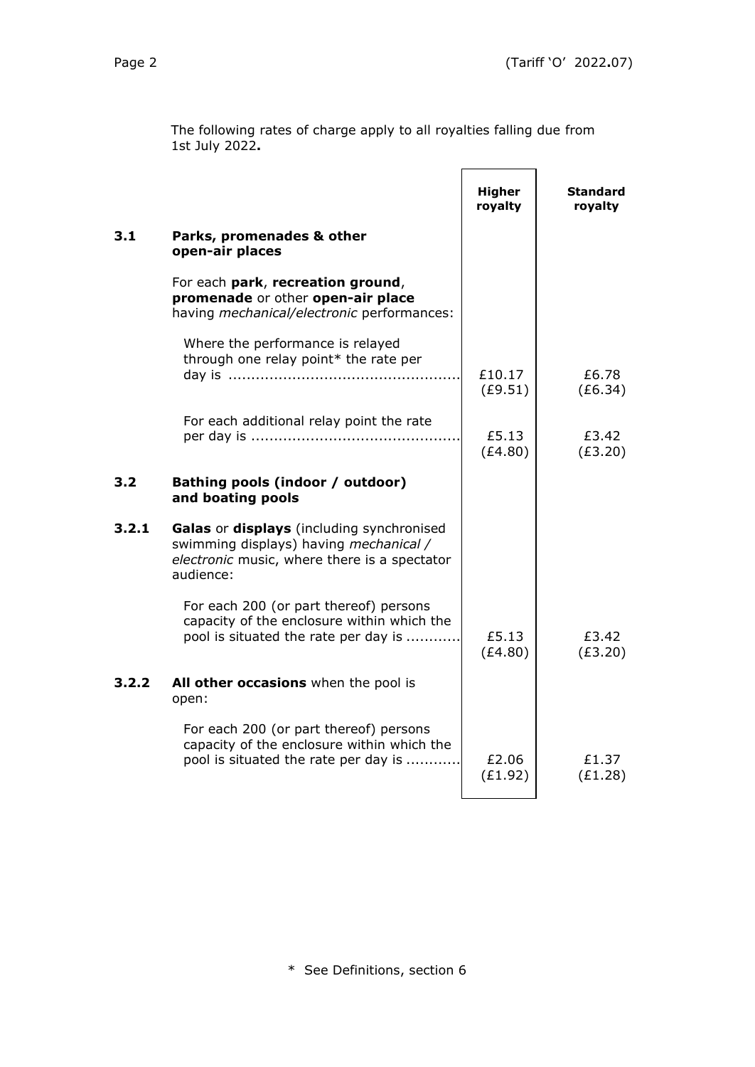The following rates of charge apply to all royalties falling due from 1st July 2022**.**

| | | Higher royalty | Standard royalty |
|---|---|---|---|
| **3.1** | **Parks, promenades & other open-air places** | | |
| | For each **park**, **recreation ground**, **promenade** or other **open-air place** having *mechanical/electronic* performances: | | |
| | Where the performance is relayed through one relay point* the rate per day is ................................................. | £10.17 (£9.51) | £6.78 (£6.34) |
| | For each additional relay point the rate per day is ............................................. | £5.13 (£4.80) | £3.42 (£3.20) |
| **3.2** | **Bathing pools (indoor / outdoor) and boating pools** | | |
| **3.2.1** | **Galas** or **displays** (including synchronised swimming displays) having *mechanical / electronic* music, where there is a spectator audience: | | |
| | For each 200 (or part thereof) persons capacity of the enclosure within which the pool is situated the rate per day is ........... | £5.13 (£4.80) | £3.42 (£3.20) |
| **3.2.2** | **All other occasions** when the pool is open: | | |
| | For each 200 (or part thereof) persons capacity of the enclosure within which the pool is situated the rate per day is ........... | £2.06 (£1.92) | £1.37 (£1.28) |

* See Definitions, section 6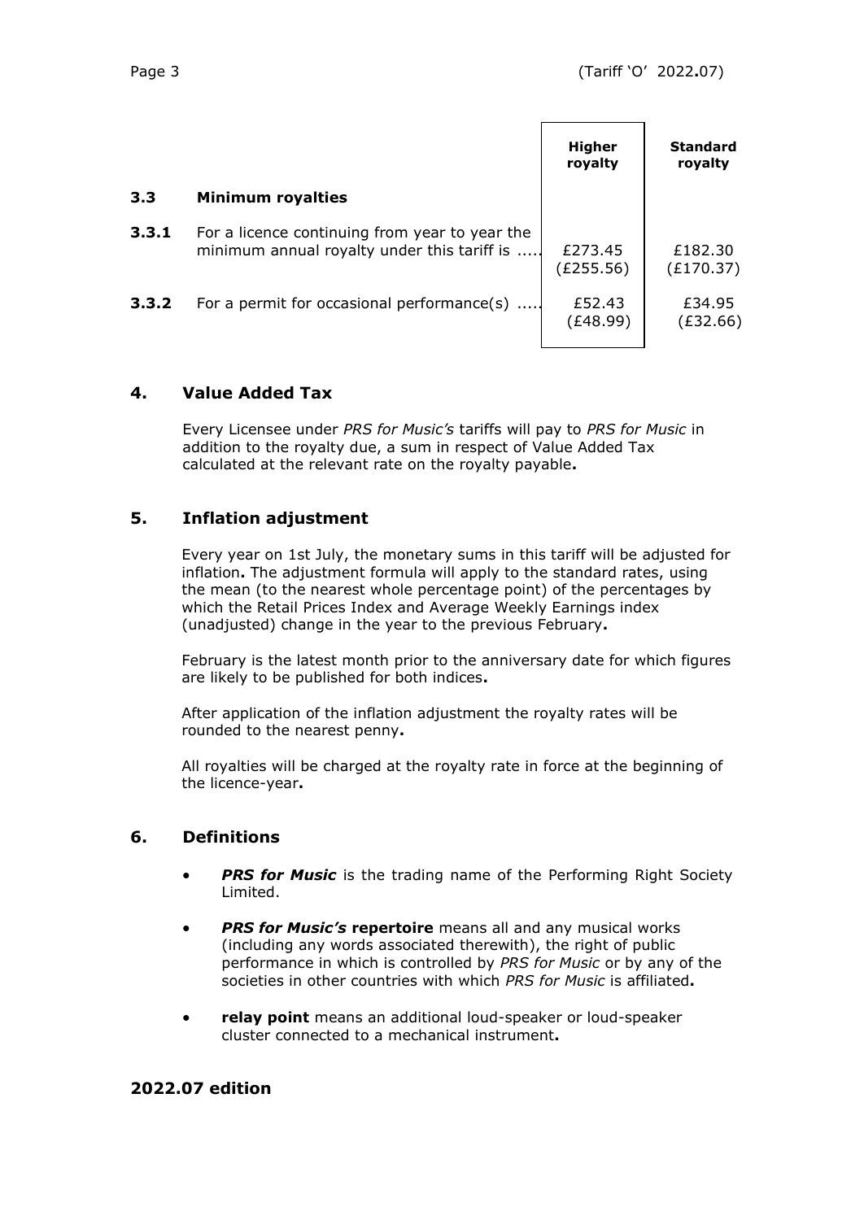| | | Higher royalty | Standard royalty |
|---|---|---|---|
| **3.3** | **Minimum royalties** | | |
| **3.3.1** | For a licence continuing from year to year the minimum annual royalty under this tariff is ..... | £273.45 (£255.56) | £182.30 (£170.37) |
| **3.3.2** | For a permit for occasional performance(s) ..... | £52.43 (£48.99) | £34.95 (£32.66) |

## 4. Value Added Tax

Every Licensee under *PRS for Music's* tariffs will pay to *PRS for Music* in addition to the royalty due, a sum in respect of Value Added Tax calculated at the relevant rate on the royalty payable**.**

## 5. Inflation adjustment

Every year on 1st July, the monetary sums in this tariff will be adjusted for inflation**.** The adjustment formula will apply to the standard rates, using the mean (to the nearest whole percentage point) of the percentages by which the Retail Prices Index and Average Weekly Earnings index (unadjusted) change in the year to the previous February**.**

February is the latest month prior to the anniversary date for which figures are likely to be published for both indices**.**

After application of the inflation adjustment the royalty rates will be rounded to the nearest penny**.**

All royalties will be charged at the royalty rate in force at the beginning of the licence-year**.**

## 6. Definitions

- ***PRS for Music*** is the trading name of the Performing Right Society Limited.
- ***PRS for Music's* repertoire** means all and any musical works (including any words associated therewith), the right of public performance in which is controlled by *PRS for Music* or by any of the societies in other countries with which *PRS for Music* is affiliated**.**
- **relay point** means an additional loud-speaker or loud-speaker cluster connected to a mechanical instrument**.**

**2022.07 edition**